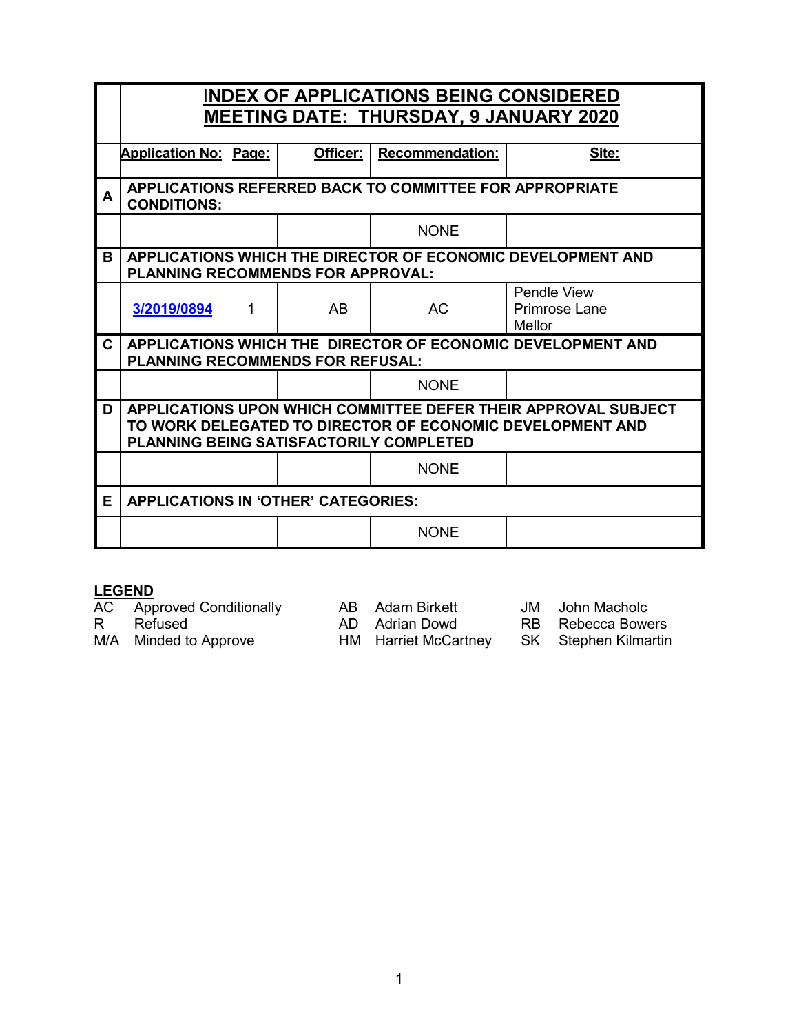# INDEX OF APPLICATIONS BEING CONSIDERED
# MEETING DATE: THURSDAY, 9 JANUARY 2020

| | Application No: | Page: | | Officer: | Recommendation: | Site: |
|---|---|---|---|---|---|---|
| **A** | **APPLICATIONS REFERRED BACK TO COMMITTEE FOR APPROPRIATE CONDITIONS:** | | | | | |
| | | | | | NONE | |
| **B** | **APPLICATIONS WHICH THE DIRECTOR OF ECONOMIC DEVELOPMENT AND PLANNING RECOMMENDS FOR APPROVAL:** | | | | | |
| | 3/2019/0894 | 1 | | AB | AC | Pendle View Primrose Lane Mellor |
| **C** | **APPLICATIONS WHICH THE DIRECTOR OF ECONOMIC DEVELOPMENT AND PLANNING RECOMMENDS FOR REFUSAL:** | | | | | |
| | | | | | NONE | |
| **D** | **APPLICATIONS UPON WHICH COMMITTEE DEFER THEIR APPROVAL SUBJECT TO WORK DELEGATED TO DIRECTOR OF ECONOMIC DEVELOPMENT AND PLANNING BEING SATISFACTORILY COMPLETED** | | | | | |
| | | | | | NONE | |
| **E** | **APPLICATIONS IN 'OTHER' CATEGORIES:** | | | | | |
| | | | | | NONE | |

**LEGEND**

| | | | | | |
|---|---|---|---|---|---|
| AC | Approved Conditionally | AB | Adam Birkett | JM | John Macholc |
| R | Refused | AD | Adrian Dowd | RB | Rebecca Bowers |
| M/A | Minded to Approve | HM | Harriet McCartney | SK | Stephen Kilmartin |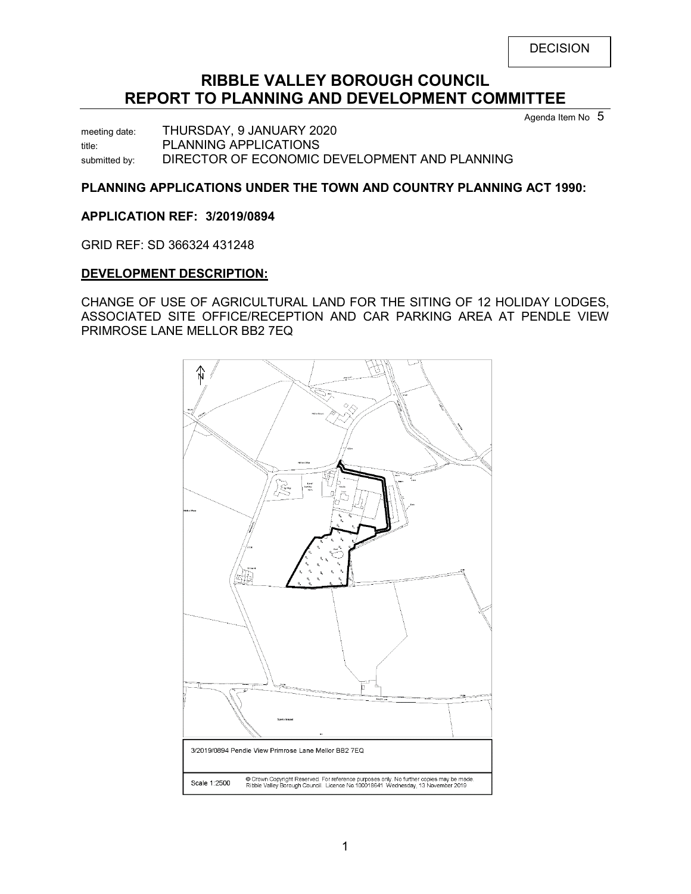DECISION

# RIBBLE VALLEY BOROUGH COUNCIL
# REPORT TO PLANNING AND DEVELOPMENT COMMITTEE

Agenda Item No 5

meeting date: THURSDAY, 9 JANUARY 2020
title: PLANNING APPLICATIONS
submitted by: DIRECTOR OF ECONOMIC DEVELOPMENT AND PLANNING

**PLANNING APPLICATIONS UNDER THE TOWN AND COUNTRY PLANNING ACT 1990:**

**APPLICATION REF: 3/2019/0894**

GRID REF: SD 366324 431248

**DEVELOPMENT DESCRIPTION:**

CHANGE OF USE OF AGRICULTURAL LAND FOR THE SITING OF 12 HOLIDAY LODGES, ASSOCIATED SITE OFFICE/RECEPTION AND CAR PARKING AREA AT PENDLE VIEW PRIMROSE LANE MELLOR BB2 7EQ

| 3/2019/0894 Pendle View Primrose Lane Mellor BB2 7EQ | |
|---|---|
| Scale 1:2500 | © Crown Copyright Reserved. For reference purposes only. No further copies may be made. Ribble Valley Borough Council. Licence No 100018641 Wednesday, 13 November 2019 |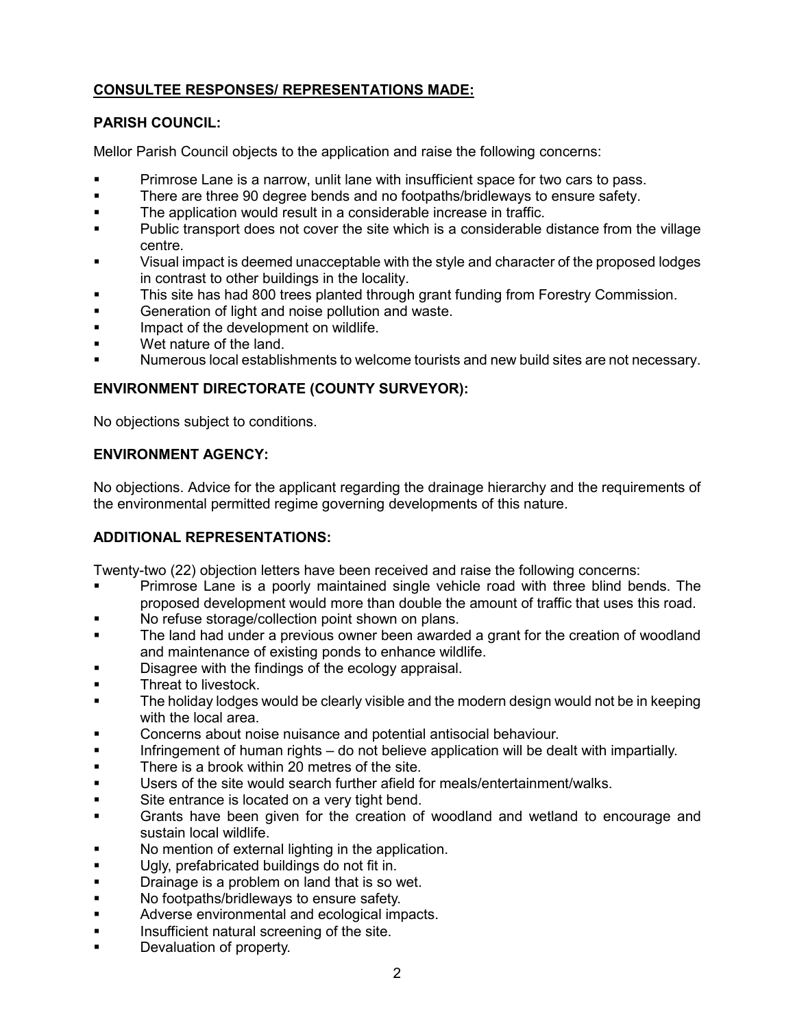## CONSULTEE RESPONSES/ REPRESENTATIONS MADE:

### PARISH COUNCIL:

Mellor Parish Council objects to the application and raise the following concerns:

- Primrose Lane is a narrow, unlit lane with insufficient space for two cars to pass.
- There are three 90 degree bends and no footpaths/bridleways to ensure safety.
- The application would result in a considerable increase in traffic.
- Public transport does not cover the site which is a considerable distance from the village centre.
- Visual impact is deemed unacceptable with the style and character of the proposed lodges in contrast to other buildings in the locality.
- This site has had 800 trees planted through grant funding from Forestry Commission.
- Generation of light and noise pollution and waste.
- Impact of the development on wildlife.
- Wet nature of the land.
- Numerous local establishments to welcome tourists and new build sites are not necessary.

### ENVIRONMENT DIRECTORATE (COUNTY SURVEYOR):

No objections subject to conditions.

### ENVIRONMENT AGENCY:

No objections. Advice for the applicant regarding the drainage hierarchy and the requirements of the environmental permitted regime governing developments of this nature.

### ADDITIONAL REPRESENTATIONS:

Twenty-two (22) objection letters have been received and raise the following concerns:

- Primrose Lane is a poorly maintained single vehicle road with three blind bends. The proposed development would more than double the amount of traffic that uses this road.
- No refuse storage/collection point shown on plans.
- The land had under a previous owner been awarded a grant for the creation of woodland and maintenance of existing ponds to enhance wildlife.
- Disagree with the findings of the ecology appraisal.
- Threat to livestock.
- The holiday lodges would be clearly visible and the modern design would not be in keeping with the local area.
- Concerns about noise nuisance and potential antisocial behaviour.
- Infringement of human rights – do not believe application will be dealt with impartially.
- There is a brook within 20 metres of the site.
- Users of the site would search further afield for meals/entertainment/walks.
- Site entrance is located on a very tight bend.
- Grants have been given for the creation of woodland and wetland to encourage and sustain local wildlife.
- No mention of external lighting in the application.
- Ugly, prefabricated buildings do not fit in.
- Drainage is a problem on land that is so wet.
- No footpaths/bridleways to ensure safety.
- Adverse environmental and ecological impacts.
- Insufficient natural screening of the site.
- Devaluation of property.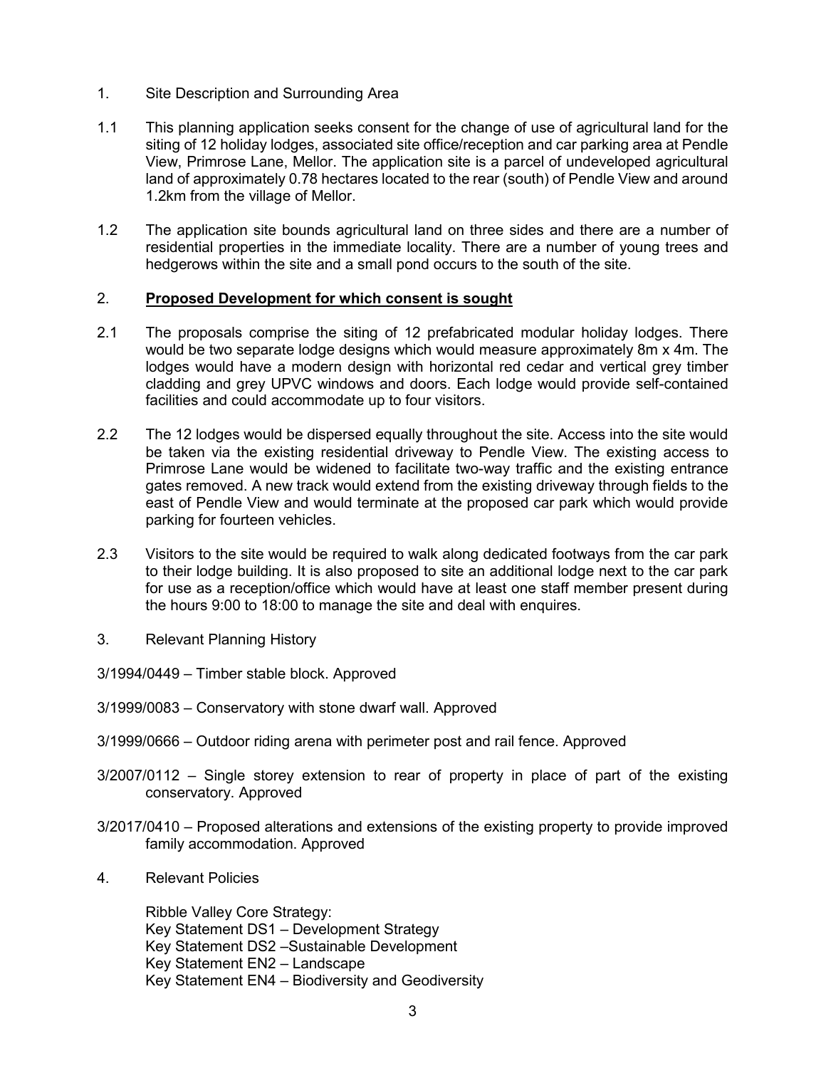1. Site Description and Surrounding Area

1.1 This planning application seeks consent for the change of use of agricultural land for the siting of 12 holiday lodges, associated site office/reception and car parking area at Pendle View, Primrose Lane, Mellor. The application site is a parcel of undeveloped agricultural land of approximately 0.78 hectares located to the rear (south) of Pendle View and around 1.2km from the village of Mellor.

1.2 The application site bounds agricultural land on three sides and there are a number of residential properties in the immediate locality. There are a number of young trees and hedgerows within the site and a small pond occurs to the south of the site.

2. **Proposed Development for which consent is sought**

2.1 The proposals comprise the siting of 12 prefabricated modular holiday lodges. There would be two separate lodge designs which would measure approximately 8m x 4m. The lodges would have a modern design with horizontal red cedar and vertical grey timber cladding and grey UPVC windows and doors. Each lodge would provide self-contained facilities and could accommodate up to four visitors.

2.2 The 12 lodges would be dispersed equally throughout the site. Access into the site would be taken via the existing residential driveway to Pendle View. The existing access to Primrose Lane would be widened to facilitate two-way traffic and the existing entrance gates removed. A new track would extend from the existing driveway through fields to the east of Pendle View and would terminate at the proposed car park which would provide parking for fourteen vehicles.

2.3 Visitors to the site would be required to walk along dedicated footways from the car park to their lodge building. It is also proposed to site an additional lodge next to the car park for use as a reception/office which would have at least one staff member present during the hours 9:00 to 18:00 to manage the site and deal with enquires.

3. Relevant Planning History

3/1994/0449 – Timber stable block. Approved

3/1999/0083 – Conservatory with stone dwarf wall. Approved

3/1999/0666 – Outdoor riding arena with perimeter post and rail fence. Approved

3/2007/0112 – Single storey extension to rear of property in place of part of the existing conservatory. Approved

3/2017/0410 – Proposed alterations and extensions of the existing property to provide improved family accommodation. Approved

4. Relevant Policies

Ribble Valley Core Strategy:
Key Statement DS1 – Development Strategy
Key Statement DS2 –Sustainable Development
Key Statement EN2 – Landscape
Key Statement EN4 – Biodiversity and Geodiversity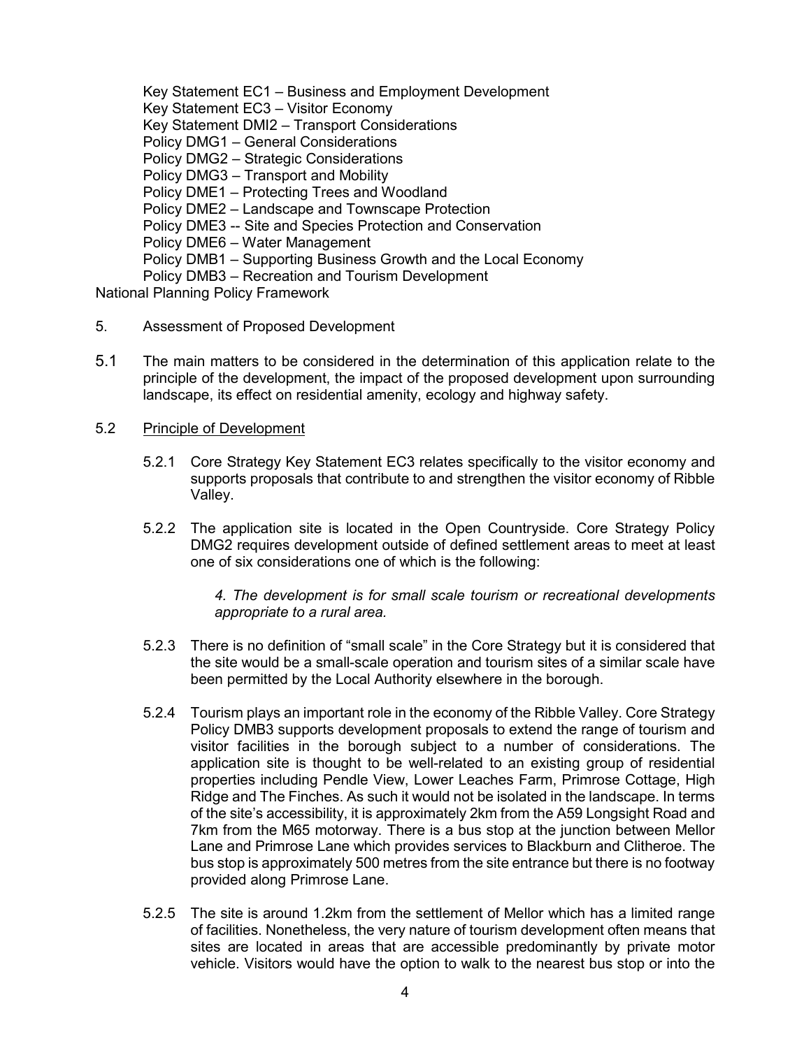Key Statement EC1 – Business and Employment Development
Key Statement EC3 – Visitor Economy
Key Statement DMI2 – Transport Considerations
Policy DMG1 – General Considerations
Policy DMG2 – Strategic Considerations
Policy DMG3 – Transport and Mobility
Policy DME1 – Protecting Trees and Woodland
Policy DME2 – Landscape and Townscape Protection
Policy DME3 -- Site and Species Protection and Conservation
Policy DME6 – Water Management
Policy DMB1 – Supporting Business Growth and the Local Economy
Policy DMB3 – Recreation and Tourism Development

National Planning Policy Framework

## 5. Assessment of Proposed Development

5.1 The main matters to be considered in the determination of this application relate to the principle of the development, the impact of the proposed development upon surrounding landscape, its effect on residential amenity, ecology and highway safety.

5.2 Principle of Development

5.2.1 Core Strategy Key Statement EC3 relates specifically to the visitor economy and supports proposals that contribute to and strengthen the visitor economy of Ribble Valley.

5.2.2 The application site is located in the Open Countryside. Core Strategy Policy DMG2 requires development outside of defined settlement areas to meet at least one of six considerations one of which is the following:

> *4. The development is for small scale tourism or recreational developments appropriate to a rural area.*

5.2.3 There is no definition of "small scale" in the Core Strategy but it is considered that the site would be a small-scale operation and tourism sites of a similar scale have been permitted by the Local Authority elsewhere in the borough.

5.2.4 Tourism plays an important role in the economy of the Ribble Valley. Core Strategy Policy DMB3 supports development proposals to extend the range of tourism and visitor facilities in the borough subject to a number of considerations. The application site is thought to be well-related to an existing group of residential properties including Pendle View, Lower Leaches Farm, Primrose Cottage, High Ridge and The Finches. As such it would not be isolated in the landscape. In terms of the site's accessibility, it is approximately 2km from the A59 Longsight Road and 7km from the M65 motorway. There is a bus stop at the junction between Mellor Lane and Primrose Lane which provides services to Blackburn and Clitheroe. The bus stop is approximately 500 metres from the site entrance but there is no footway provided along Primrose Lane.

5.2.5 The site is around 1.2km from the settlement of Mellor which has a limited range of facilities. Nonetheless, the very nature of tourism development often means that sites are located in areas that are accessible predominantly by private motor vehicle. Visitors would have the option to walk to the nearest bus stop or into the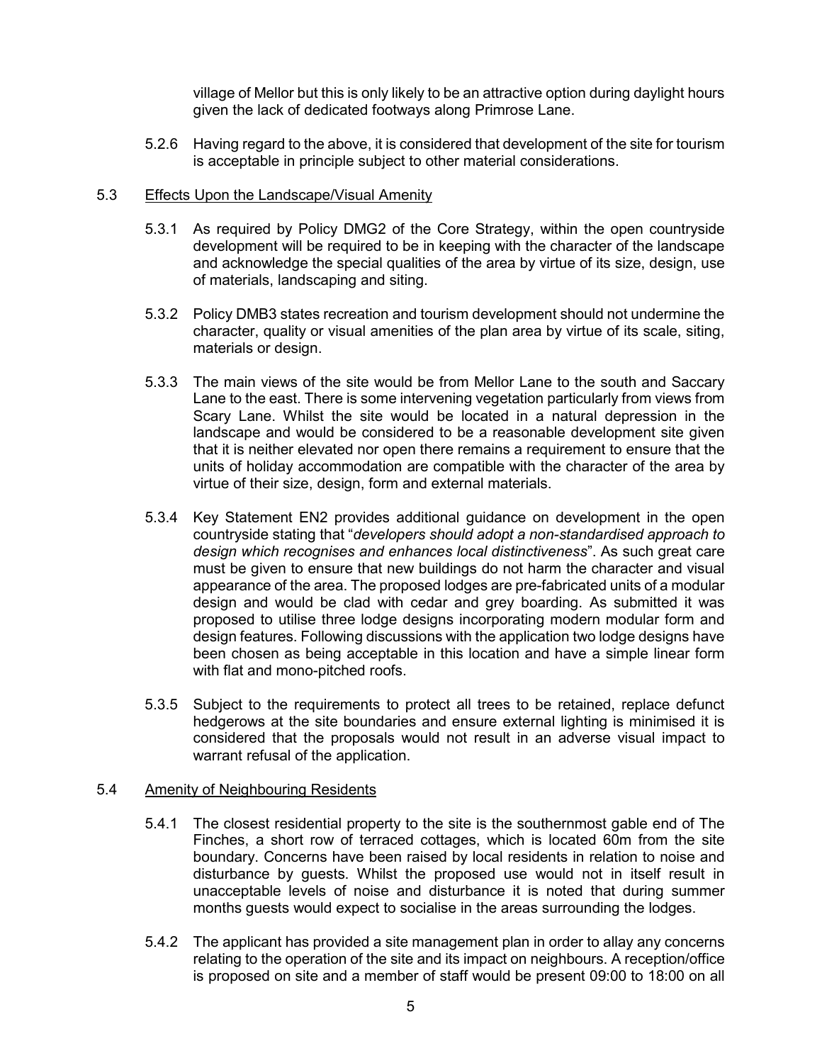village of Mellor but this is only likely to be an attractive option during daylight hours given the lack of dedicated footways along Primrose Lane.

5.2.6 Having regard to the above, it is considered that development of the site for tourism is acceptable in principle subject to other material considerations.

5.3 Effects Upon the Landscape/Visual Amenity

5.3.1 As required by Policy DMG2 of the Core Strategy, within the open countryside development will be required to be in keeping with the character of the landscape and acknowledge the special qualities of the area by virtue of its size, design, use of materials, landscaping and siting.

5.3.2 Policy DMB3 states recreation and tourism development should not undermine the character, quality or visual amenities of the plan area by virtue of its scale, siting, materials or design.

5.3.3 The main views of the site would be from Mellor Lane to the south and Saccary Lane to the east. There is some intervening vegetation particularly from views from Scary Lane. Whilst the site would be located in a natural depression in the landscape and would be considered to be a reasonable development site given that it is neither elevated nor open there remains a requirement to ensure that the units of holiday accommodation are compatible with the character of the area by virtue of their size, design, form and external materials.

5.3.4 Key Statement EN2 provides additional guidance on development in the open countryside stating that "*developers should adopt a non-standardised approach to design which recognises and enhances local distinctiveness*". As such great care must be given to ensure that new buildings do not harm the character and visual appearance of the area. The proposed lodges are pre-fabricated units of a modular design and would be clad with cedar and grey boarding. As submitted it was proposed to utilise three lodge designs incorporating modern modular form and design features. Following discussions with the application two lodge designs have been chosen as being acceptable in this location and have a simple linear form with flat and mono-pitched roofs.

5.3.5 Subject to the requirements to protect all trees to be retained, replace defunct hedgerows at the site boundaries and ensure external lighting is minimised it is considered that the proposals would not result in an adverse visual impact to warrant refusal of the application.

5.4 Amenity of Neighbouring Residents

5.4.1 The closest residential property to the site is the southernmost gable end of The Finches, a short row of terraced cottages, which is located 60m from the site boundary. Concerns have been raised by local residents in relation to noise and disturbance by guests. Whilst the proposed use would not in itself result in unacceptable levels of noise and disturbance it is noted that during summer months guests would expect to socialise in the areas surrounding the lodges.

5.4.2 The applicant has provided a site management plan in order to allay any concerns relating to the operation of the site and its impact on neighbours. A reception/office is proposed on site and a member of staff would be present 09:00 to 18:00 on all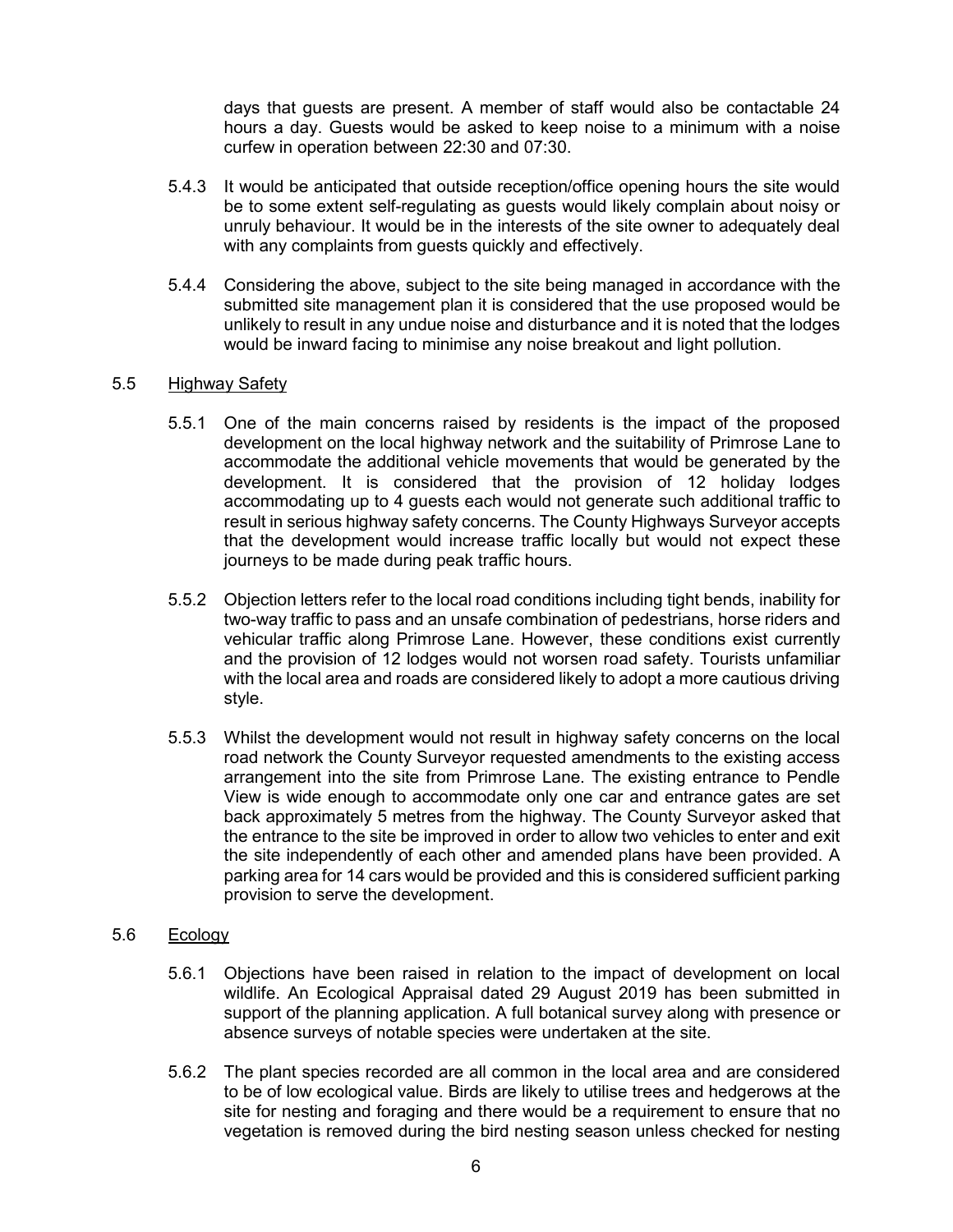days that guests are present. A member of staff would also be contactable 24 hours a day. Guests would be asked to keep noise to a minimum with a noise curfew in operation between 22:30 and 07:30.

5.4.3 It would be anticipated that outside reception/office opening hours the site would be to some extent self-regulating as guests would likely complain about noisy or unruly behaviour. It would be in the interests of the site owner to adequately deal with any complaints from guests quickly and effectively.

5.4.4 Considering the above, subject to the site being managed in accordance with the submitted site management plan it is considered that the use proposed would be unlikely to result in any undue noise and disturbance and it is noted that the lodges would be inward facing to minimise any noise breakout and light pollution.

5.5 Highway Safety

5.5.1 One of the main concerns raised by residents is the impact of the proposed development on the local highway network and the suitability of Primrose Lane to accommodate the additional vehicle movements that would be generated by the development. It is considered that the provision of 12 holiday lodges accommodating up to 4 guests each would not generate such additional traffic to result in serious highway safety concerns. The County Highways Surveyor accepts that the development would increase traffic locally but would not expect these journeys to be made during peak traffic hours.

5.5.2 Objection letters refer to the local road conditions including tight bends, inability for two-way traffic to pass and an unsafe combination of pedestrians, horse riders and vehicular traffic along Primrose Lane. However, these conditions exist currently and the provision of 12 lodges would not worsen road safety. Tourists unfamiliar with the local area and roads are considered likely to adopt a more cautious driving style.

5.5.3 Whilst the development would not result in highway safety concerns on the local road network the County Surveyor requested amendments to the existing access arrangement into the site from Primrose Lane. The existing entrance to Pendle View is wide enough to accommodate only one car and entrance gates are set back approximately 5 metres from the highway. The County Surveyor asked that the entrance to the site be improved in order to allow two vehicles to enter and exit the site independently of each other and amended plans have been provided. A parking area for 14 cars would be provided and this is considered sufficient parking provision to serve the development.

5.6 Ecology

5.6.1 Objections have been raised in relation to the impact of development on local wildlife. An Ecological Appraisal dated 29 August 2019 has been submitted in support of the planning application. A full botanical survey along with presence or absence surveys of notable species were undertaken at the site.

5.6.2 The plant species recorded are all common in the local area and are considered to be of low ecological value. Birds are likely to utilise trees and hedgerows at the site for nesting and foraging and there would be a requirement to ensure that no vegetation is removed during the bird nesting season unless checked for nesting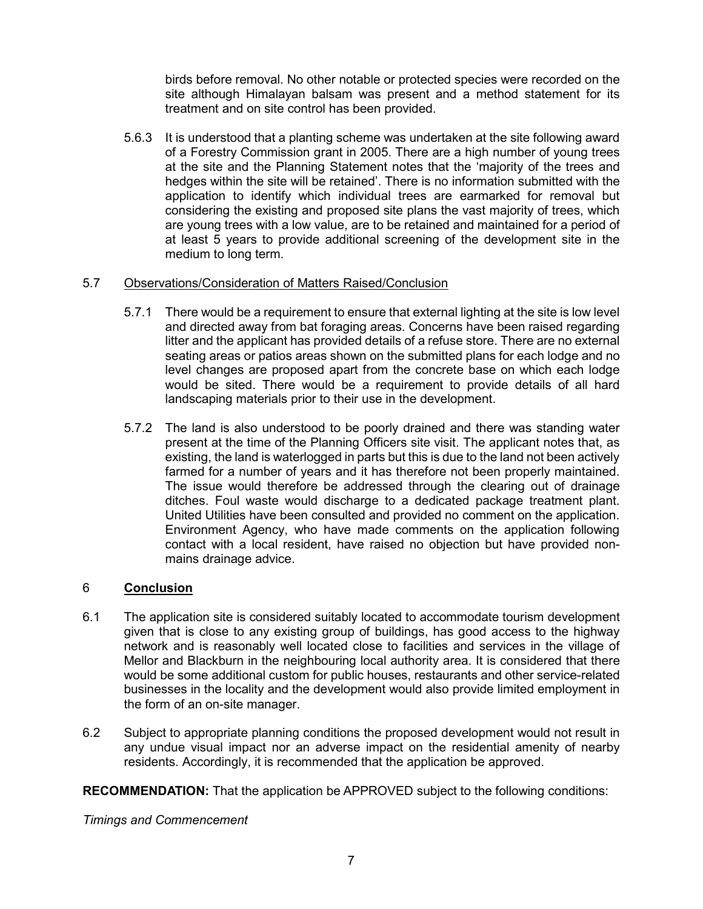birds before removal. No other notable or protected species were recorded on the site although Himalayan balsam was present and a method statement for its treatment and on site control has been provided.

5.6.3 It is understood that a planting scheme was undertaken at the site following award of a Forestry Commission grant in 2005. There are a high number of young trees at the site and the Planning Statement notes that the 'majority of the trees and hedges within the site will be retained'. There is no information submitted with the application to identify which individual trees are earmarked for removal but considering the existing and proposed site plans the vast majority of trees, which are young trees with a low value, are to be retained and maintained for a period of at least 5 years to provide additional screening of the development site in the medium to long term.

5.7 Observations/Consideration of Matters Raised/Conclusion

5.7.1 There would be a requirement to ensure that external lighting at the site is low level and directed away from bat foraging areas. Concerns have been raised regarding litter and the applicant has provided details of a refuse store. There are no external seating areas or patios areas shown on the submitted plans for each lodge and no level changes are proposed apart from the concrete base on which each lodge would be sited. There would be a requirement to provide details of all hard landscaping materials prior to their use in the development.

5.7.2 The land is also understood to be poorly drained and there was standing water present at the time of the Planning Officers site visit. The applicant notes that, as existing, the land is waterlogged in parts but this is due to the land not been actively farmed for a number of years and it has therefore not been properly maintained. The issue would therefore be addressed through the clearing out of drainage ditches. Foul waste would discharge to a dedicated package treatment plant. United Utilities have been consulted and provided no comment on the application. Environment Agency, who have made comments on the application following contact with a local resident, have raised no objection but have provided non-mains drainage advice.

## 6 Conclusion

6.1 The application site is considered suitably located to accommodate tourism development given that is close to any existing group of buildings, has good access to the highway network and is reasonably well located close to facilities and services in the village of Mellor and Blackburn in the neighbouring local authority area. It is considered that there would be some additional custom for public houses, restaurants and other service-related businesses in the locality and the development would also provide limited employment in the form of an on-site manager.

6.2 Subject to appropriate planning conditions the proposed development would not result in any undue visual impact nor an adverse impact on the residential amenity of nearby residents. Accordingly, it is recommended that the application be approved.

**RECOMMENDATION:** That the application be APPROVED subject to the following conditions:

*Timings and Commencement*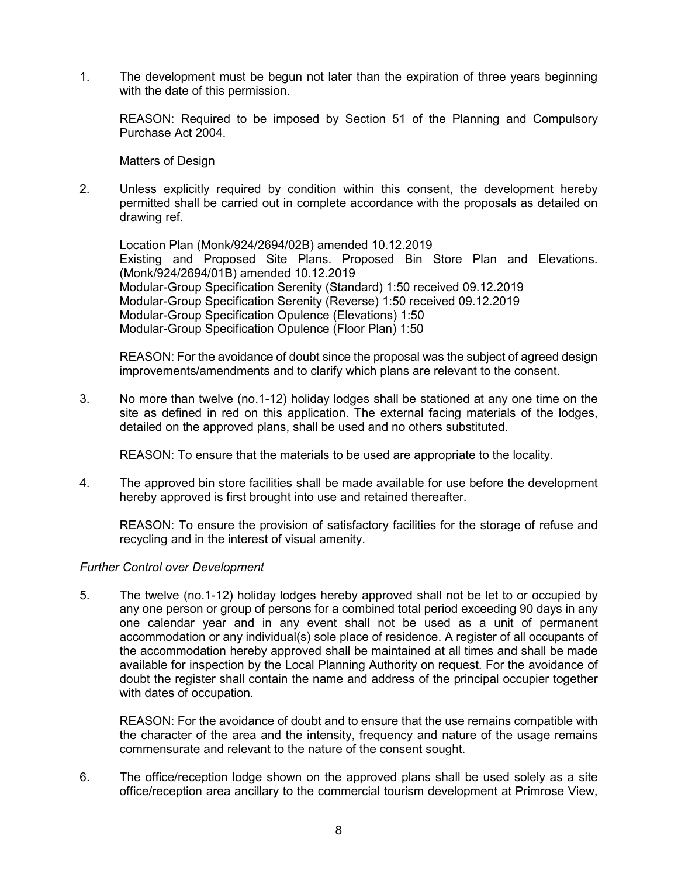1. The development must be begun not later than the expiration of three years beginning with the date of this permission.

   REASON: Required to be imposed by Section 51 of the Planning and Compulsory Purchase Act 2004.

   Matters of Design

2. Unless explicitly required by condition within this consent, the development hereby permitted shall be carried out in complete accordance with the proposals as detailed on drawing ref.

   Location Plan (Monk/924/2694/02B) amended 10.12.2019
   Existing and Proposed Site Plans. Proposed Bin Store Plan and Elevations. (Monk/924/2694/01B) amended 10.12.2019
   Modular-Group Specification Serenity (Standard) 1:50 received 09.12.2019
   Modular-Group Specification Serenity (Reverse) 1:50 received 09.12.2019
   Modular-Group Specification Opulence (Elevations) 1:50
   Modular-Group Specification Opulence (Floor Plan) 1:50

   REASON: For the avoidance of doubt since the proposal was the subject of agreed design improvements/amendments and to clarify which plans are relevant to the consent.

3. No more than twelve (no.1-12) holiday lodges shall be stationed at any one time on the site as defined in red on this application. The external facing materials of the lodges, detailed on the approved plans, shall be used and no others substituted.

   REASON: To ensure that the materials to be used are appropriate to the locality.

4. The approved bin store facilities shall be made available for use before the development hereby approved is first brought into use and retained thereafter.

   REASON: To ensure the provision of satisfactory facilities for the storage of refuse and recycling and in the interest of visual amenity.

*Further Control over Development*

5. The twelve (no.1-12) holiday lodges hereby approved shall not be let to or occupied by any one person or group of persons for a combined total period exceeding 90 days in any one calendar year and in any event shall not be used as a unit of permanent accommodation or any individual(s) sole place of residence. A register of all occupants of the accommodation hereby approved shall be maintained at all times and shall be made available for inspection by the Local Planning Authority on request. For the avoidance of doubt the register shall contain the name and address of the principal occupier together with dates of occupation.

   REASON: For the avoidance of doubt and to ensure that the use remains compatible with the character of the area and the intensity, frequency and nature of the usage remains commensurate and relevant to the nature of the consent sought.

6. The office/reception lodge shown on the approved plans shall be used solely as a site office/reception area ancillary to the commercial tourism development at Primrose View,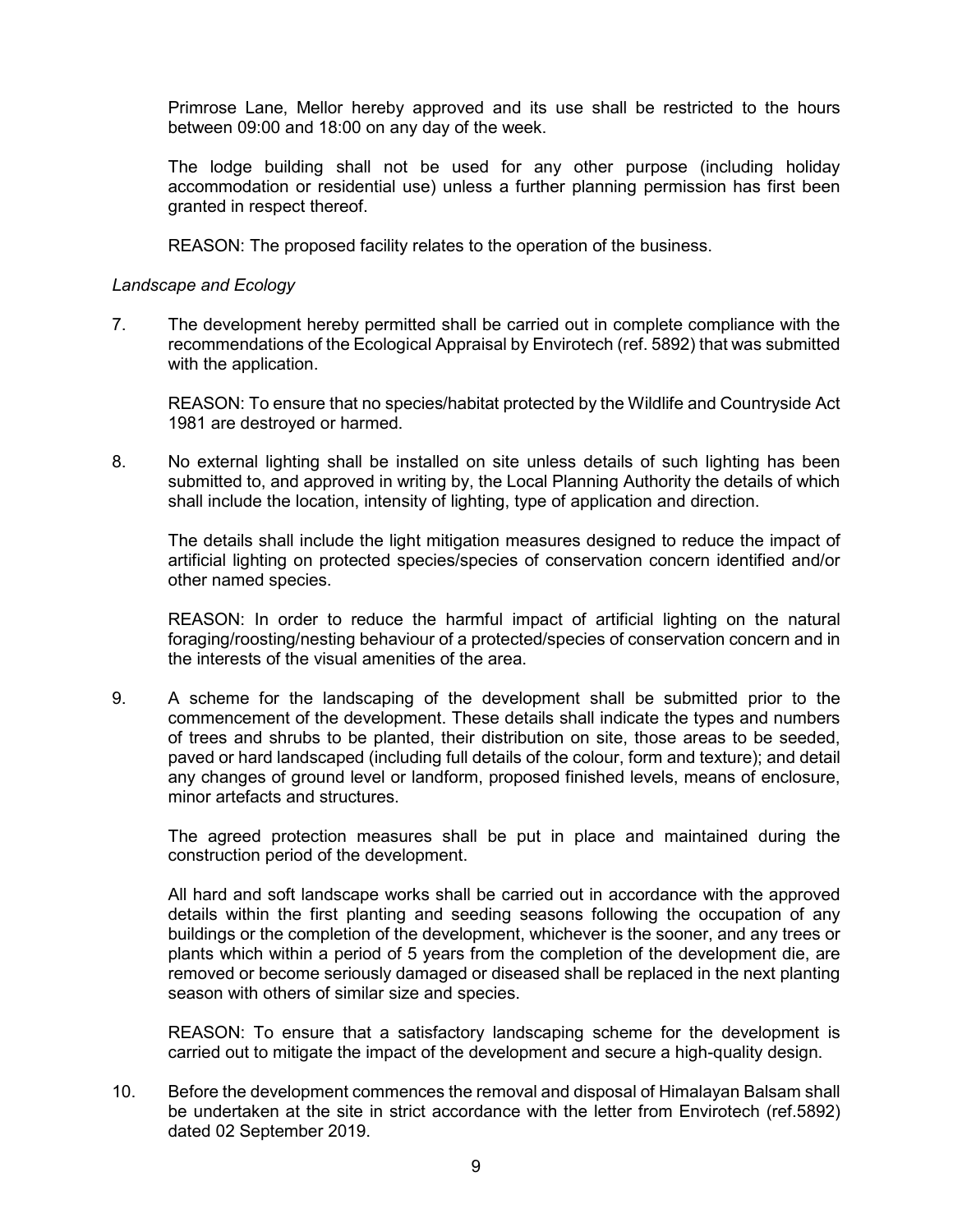Primrose Lane, Mellor hereby approved and its use shall be restricted to the hours between 09:00 and 18:00 on any day of the week.

The lodge building shall not be used for any other purpose (including holiday accommodation or residential use) unless a further planning permission has first been granted in respect thereof.

REASON: The proposed facility relates to the operation of the business.

*Landscape and Ecology*

7. The development hereby permitted shall be carried out in complete compliance with the recommendations of the Ecological Appraisal by Envirotech (ref. 5892) that was submitted with the application.

   REASON: To ensure that no species/habitat protected by the Wildlife and Countryside Act 1981 are destroyed or harmed.

8. No external lighting shall be installed on site unless details of such lighting has been submitted to, and approved in writing by, the Local Planning Authority the details of which shall include the location, intensity of lighting, type of application and direction.

   The details shall include the light mitigation measures designed to reduce the impact of artificial lighting on protected species/species of conservation concern identified and/or other named species.

   REASON: In order to reduce the harmful impact of artificial lighting on the natural foraging/roosting/nesting behaviour of a protected/species of conservation concern and in the interests of the visual amenities of the area.

9. A scheme for the landscaping of the development shall be submitted prior to the commencement of the development. These details shall indicate the types and numbers of trees and shrubs to be planted, their distribution on site, those areas to be seeded, paved or hard landscaped (including full details of the colour, form and texture); and detail any changes of ground level or landform, proposed finished levels, means of enclosure, minor artefacts and structures.

   The agreed protection measures shall be put in place and maintained during the construction period of the development.

   All hard and soft landscape works shall be carried out in accordance with the approved details within the first planting and seeding seasons following the occupation of any buildings or the completion of the development, whichever is the sooner, and any trees or plants which within a period of 5 years from the completion of the development die, are removed or become seriously damaged or diseased shall be replaced in the next planting season with others of similar size and species.

   REASON: To ensure that a satisfactory landscaping scheme for the development is carried out to mitigate the impact of the development and secure a high-quality design.

10. Before the development commences the removal and disposal of Himalayan Balsam shall be undertaken at the site in strict accordance with the letter from Envirotech (ref.5892) dated 02 September 2019.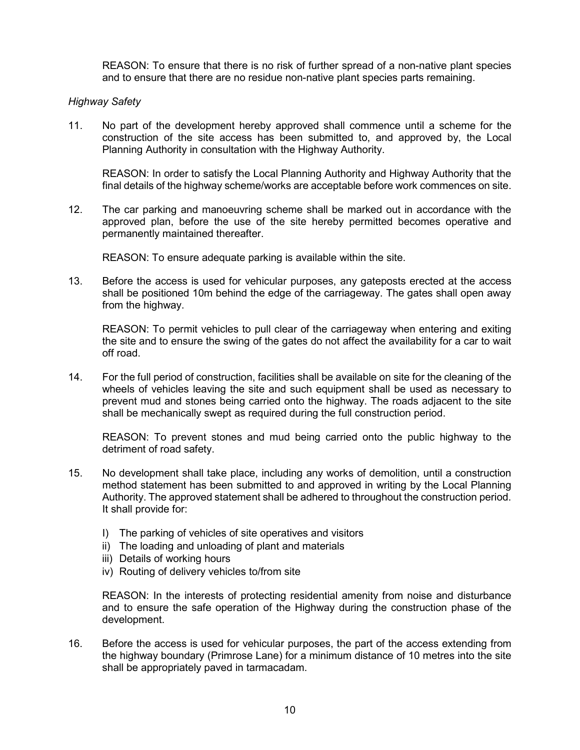REASON: To ensure that there is no risk of further spread of a non-native plant species and to ensure that there are no residue non-native plant species parts remaining.

*Highway Safety*

11. No part of the development hereby approved shall commence until a scheme for the construction of the site access has been submitted to, and approved by, the Local Planning Authority in consultation with the Highway Authority.

    REASON: In order to satisfy the Local Planning Authority and Highway Authority that the final details of the highway scheme/works are acceptable before work commences on site.

12. The car parking and manoeuvring scheme shall be marked out in accordance with the approved plan, before the use of the site hereby permitted becomes operative and permanently maintained thereafter.

    REASON: To ensure adequate parking is available within the site.

13. Before the access is used for vehicular purposes, any gateposts erected at the access shall be positioned 10m behind the edge of the carriageway. The gates shall open away from the highway.

    REASON: To permit vehicles to pull clear of the carriageway when entering and exiting the site and to ensure the swing of the gates do not affect the availability for a car to wait off road.

14. For the full period of construction, facilities shall be available on site for the cleaning of the wheels of vehicles leaving the site and such equipment shall be used as necessary to prevent mud and stones being carried onto the highway. The roads adjacent to the site shall be mechanically swept as required during the full construction period.

    REASON: To prevent stones and mud being carried onto the public highway to the detriment of road safety.

15. No development shall take place, including any works of demolition, until a construction method statement has been submitted to and approved in writing by the Local Planning Authority. The approved statement shall be adhered to throughout the construction period. It shall provide for:

    I) The parking of vehicles of site operatives and visitors
    ii) The loading and unloading of plant and materials
    iii) Details of working hours
    iv) Routing of delivery vehicles to/from site

    REASON: In the interests of protecting residential amenity from noise and disturbance and to ensure the safe operation of the Highway during the construction phase of the development.

16. Before the access is used for vehicular purposes, the part of the access extending from the highway boundary (Primrose Lane) for a minimum distance of 10 metres into the site shall be appropriately paved in tarmacadam.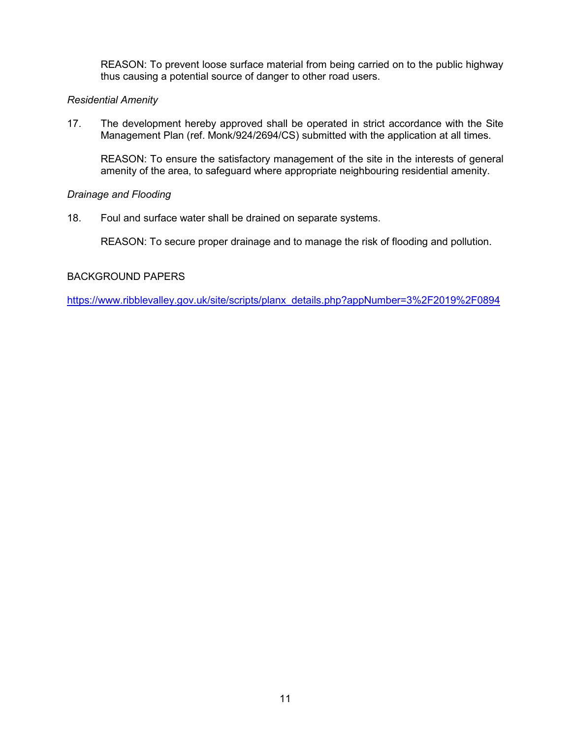REASON: To prevent loose surface material from being carried on to the public highway thus causing a potential source of danger to other road users.

*Residential Amenity*

17. The development hereby approved shall be operated in strict accordance with the Site Management Plan (ref. Monk/924/2694/CS) submitted with the application at all times.

    REASON: To ensure the satisfactory management of the site in the interests of general amenity of the area, to safeguard where appropriate neighbouring residential amenity.

*Drainage and Flooding*

18. Foul and surface water shall be drained on separate systems.

    REASON: To secure proper drainage and to manage the risk of flooding and pollution.

BACKGROUND PAPERS

https://www.ribblevalley.gov.uk/site/scripts/planx_details.php?appNumber=3%2F2019%2F0894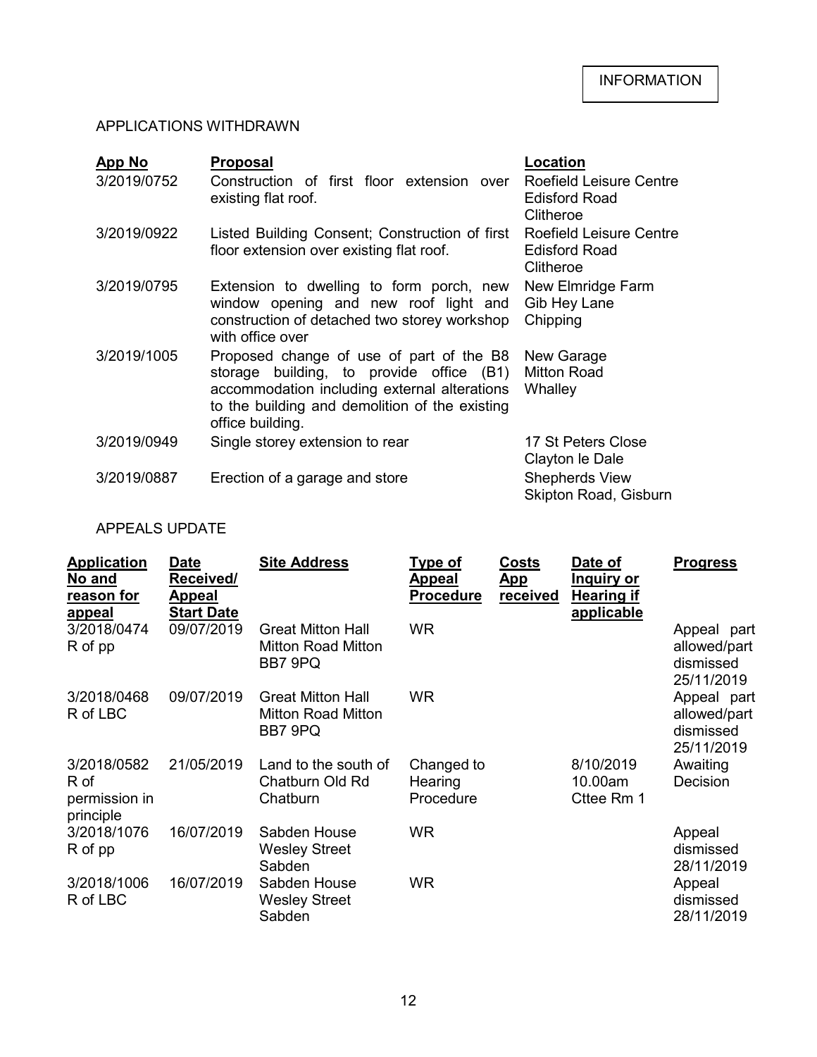INFORMATION

## APPLICATIONS WITHDRAWN

| App No | Proposal | Location |
|---|---|---|
| 3/2019/0752 | Construction of first floor extension over existing flat roof. | Roefield Leisure Centre Edisford Road Clitheroe |
| 3/2019/0922 | Listed Building Consent; Construction of first floor extension over existing flat roof. | Roefield Leisure Centre Edisford Road Clitheroe |
| 3/2019/0795 | Extension to dwelling to form porch, new window opening and new roof light and construction of detached two storey workshop with office over | New Elmridge Farm Gib Hey Lane Chipping |
| 3/2019/1005 | Proposed change of use of part of the B8 storage building, to provide office (B1) accommodation including external alterations to the building and demolition of the existing office building. | New Garage Mitton Road Whalley |
| 3/2019/0949 | Single storey extension to rear | 17 St Peters Close Clayton le Dale |
| 3/2019/0887 | Erection of a garage and store | Shepherds View Skipton Road, Gisburn |

## APPEALS UPDATE

| Application No and reason for appeal | Date Received/ Appeal Start Date | Site Address | Type of Appeal Procedure | Costs App received | Date of Inquiry or Hearing if applicable | Progress |
|---|---|---|---|---|---|---|
| 3/2018/0474 R of pp | 09/07/2019 | Great Mitton Hall Mitton Road Mitton BB7 9PQ | WR | | | Appeal part allowed/part dismissed 25/11/2019 |
| 3/2018/0468 R of LBC | 09/07/2019 | Great Mitton Hall Mitton Road Mitton BB7 9PQ | WR | | | Appeal part allowed/part dismissed 25/11/2019 |
| 3/2018/0582 R of permission in principle | 21/05/2019 | Land to the south of Chatburn Old Rd Chatburn | Changed to Hearing Procedure | | 8/10/2019 10.00am Cttee Rm 1 | Awaiting Decision |
| 3/2018/1076 R of pp | 16/07/2019 | Sabden House Wesley Street Sabden | WR | | | Appeal dismissed 28/11/2019 |
| 3/2018/1006 R of LBC | 16/07/2019 | Sabden House Wesley Street Sabden | WR | | | Appeal dismissed 28/11/2019 |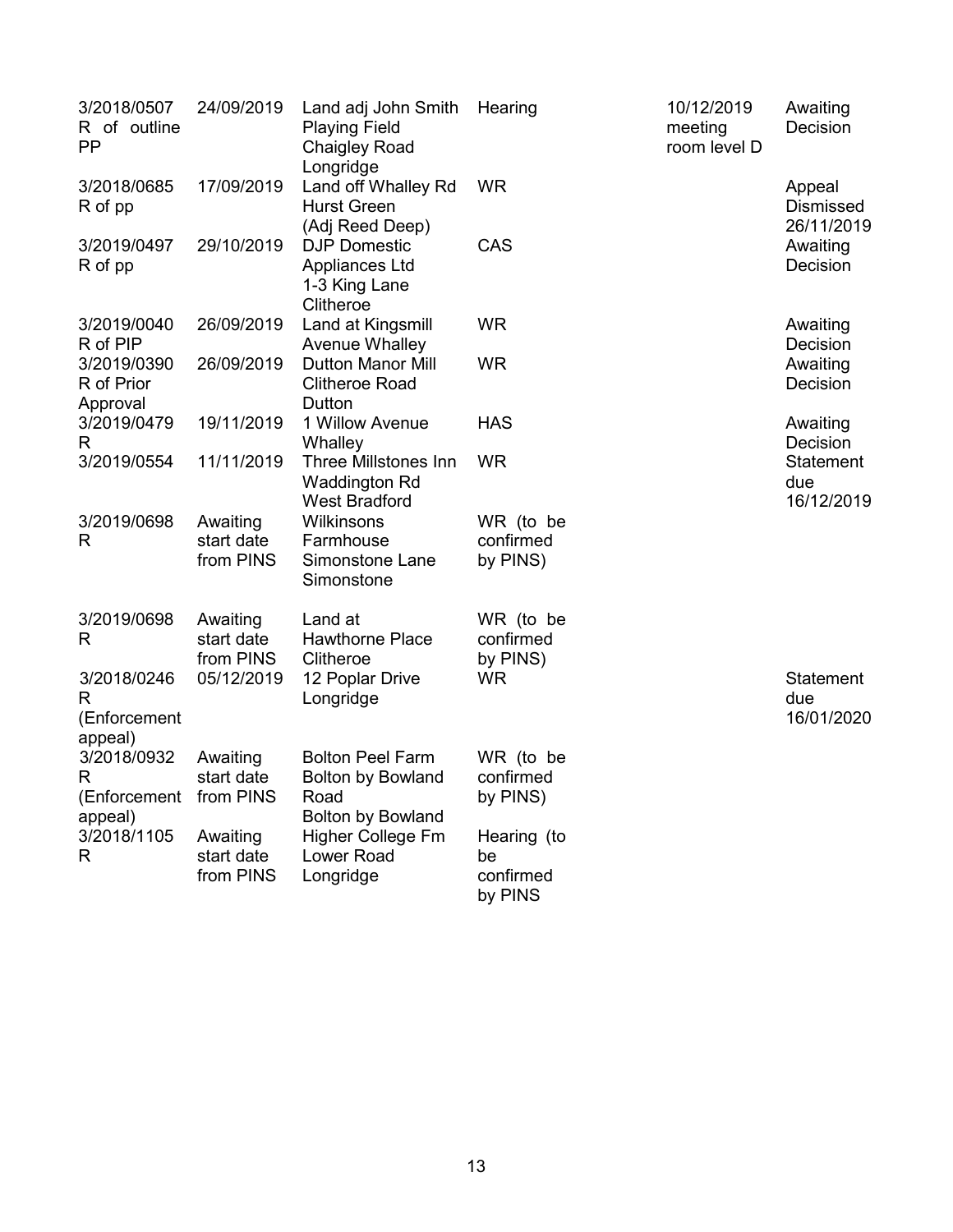| | | | | | |
|---|---|---|---|---|---|
| 3/2018/0507 R of outline PP | 24/09/2019 | Land adj John Smith Playing Field Chaigley Road Longridge | Hearing | 10/12/2019 meeting room level D | Awaiting Decision |
| 3/2018/0685 R of pp | 17/09/2019 | Land off Whalley Rd Hurst Green (Adj Reed Deep) | WR | | Appeal Dismissed 26/11/2019 |
| 3/2019/0497 R of pp | 29/10/2019 | DJP Domestic Appliances Ltd 1-3 King Lane Clitheroe | CAS | | Awaiting Decision |
| 3/2019/0040 R of PIP | 26/09/2019 | Land at Kingsmill Avenue Whalley | WR | | Awaiting Decision |
| 3/2019/0390 R of Prior Approval | 26/09/2019 | Dutton Manor Mill Clitheroe Road Dutton | WR | | Awaiting Decision |
| 3/2019/0479 R | 19/11/2019 | 1 Willow Avenue Whalley | HAS | | Awaiting Decision |
| 3/2019/0554 | 11/11/2019 | Three Millstones Inn Waddington Rd West Bradford | WR | | Statement due 16/12/2019 |
| 3/2019/0698 R | Awaiting start date from PINS | Wilkinsons Farmhouse Simonstone Lane Simonstone | WR (to be confirmed by PINS) | | |
| 3/2019/0698 R | Awaiting start date from PINS | Land at Hawthorne Place Clitheroe | WR (to be confirmed by PINS) | | |
| 3/2018/0246 R (Enforcement appeal) | 05/12/2019 | 12 Poplar Drive Longridge | WR | | Statement due 16/01/2020 |
| 3/2018/0932 R (Enforcement appeal) | Awaiting start date from PINS | Bolton Peel Farm Bolton by Bowland Road Bolton by Bowland | WR (to be confirmed by PINS) | | |
| 3/2018/1105 R | Awaiting start date from PINS | Higher College Fm Lower Road Longridge | Hearing (to be confirmed by PINS | | |